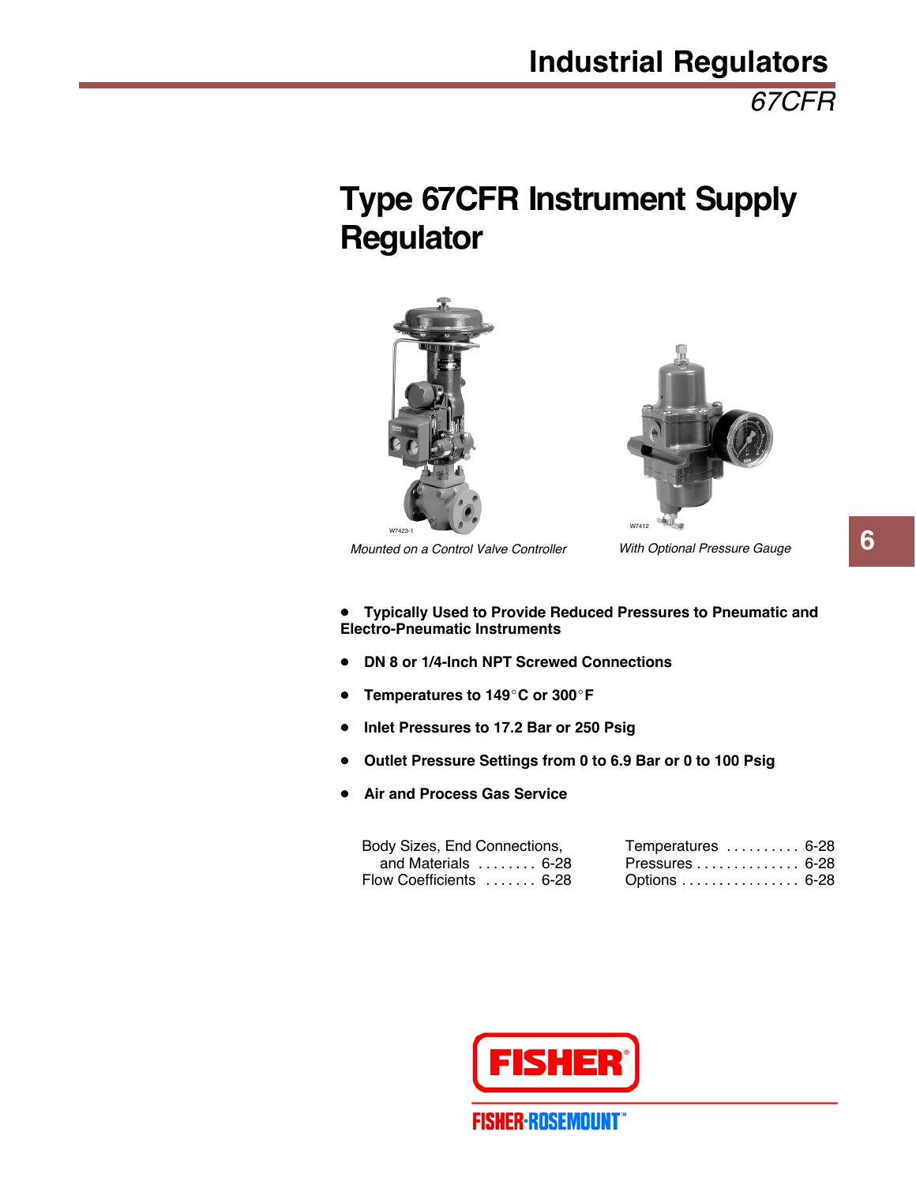# Type 67CFR Instrument Supply Regulator

*Mounted on a Control Valve Controller*

*With Optional Pressure Gauge*

- **Typically Used to Provide Reduced Pressures to Pneumatic and Electro-Pneumatic Instruments**
- **DN 8 or 1/4-Inch NPT Screwed Connections**
- **Temperatures to 149°C or 300°F**
- **Inlet Pressures to 17.2 Bar or 250 Psig**
- **Outlet Pressure Settings from 0 to 6.9 Bar or 0 to 100 Psig**
- **Air and Process Gas Service**

Body Sizes, End Connections, and Materials . . . . . . . . 6-28
Flow Coefficients . . . . . . . 6-28
Temperatures . . . . . . . . . . 6-28
Pressures . . . . . . . . . . . . . . 6-28
Options . . . . . . . . . . . . . . . . 6-28

FISHER

FISHER-ROSEMOUNT™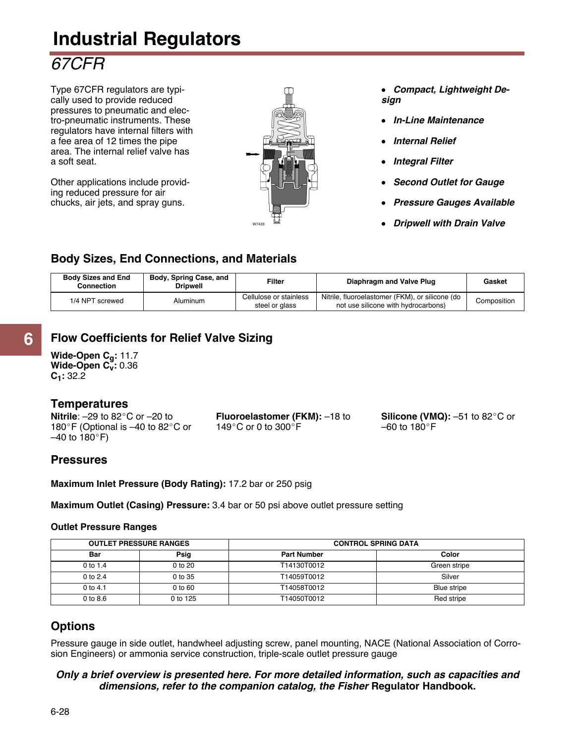# Industrial Regulators

## 67CFR

Type 67CFR regulators are typically used to provide reduced pressures to pneumatic and electro-pneumatic instruments. These regulators have internal filters with a fee area of 12 times the pipe area. The internal relief valve has a soft seat.

Other applications include providing reduced pressure for air chucks, air jets, and spray guns.

W7433

- ***Compact, Lightweight Design***
- ***In-Line Maintenance***
- ***Internal Relief***
- ***Integral Filter***
- ***Second Outlet for Gauge***
- ***Pressure Gauges Available***
- ***Dripwell with Drain Valve***

## Body Sizes, End Connections, and Materials

| Body Sizes and End Connection | Body, Spring Case, and Dripwell | Filter | Diaphragm and Valve Plug | Gasket |
|---|---|---|---|---|
| 1/4 NPT screwed | Aluminum | Cellulose or stainless steel or glass | Nitrile, fluoroelastomer (FKM), or silicone (do not use silicone with hydrocarbons) | Composition |

## Flow Coefficients for Relief Valve Sizing

**Wide-Open $C_g$:** 11.7
**Wide-Open $C_v$:** 0.36
**$C_1$:** 32.2

## Temperatures

**Nitrile**: –29 to 82°C or –20 to 180°F (Optional is –40 to 82°C or –40 to 180°F)

**Fluoroelastomer (FKM):** –18 to 149°C or 0 to 300°F

**Silicone (VMQ):** –51 to 82°C or –60 to 180°F

## Pressures

**Maximum Inlet Pressure (Body Rating):** 17.2 bar or 250 psig

**Maximum Outlet (Casing) Pressure:** 3.4 bar or 50 psi above outlet pressure setting

### Outlet Pressure Ranges

| OUTLET PRESSURE RANGES | | CONTROL SPRING DATA | |
|---|---|---|---|
| Bar | Psig | Part Number | Color |
| 0 to 1.4 | 0 to 20 | T14130T0012 | Green stripe |
| 0 to 2.4 | 0 to 35 | T14059T0012 | Silver |
| 0 to 4.1 | 0 to 60 | T14058T0012 | Blue stripe |
| 0 to 8.6 | 0 to 125 | T14050T0012 | Red stripe |

## Options

Pressure gauge in side outlet, handwheel adjusting screw, panel mounting, NACE (National Association of Corrosion Engineers) or ammonia service construction, triple-scale outlet pressure gauge

***Only a brief overview is presented here. For more detailed information, such as capacities and dimensions, refer to the companion catalog, the Fisher*** **Regulator Handbook.**